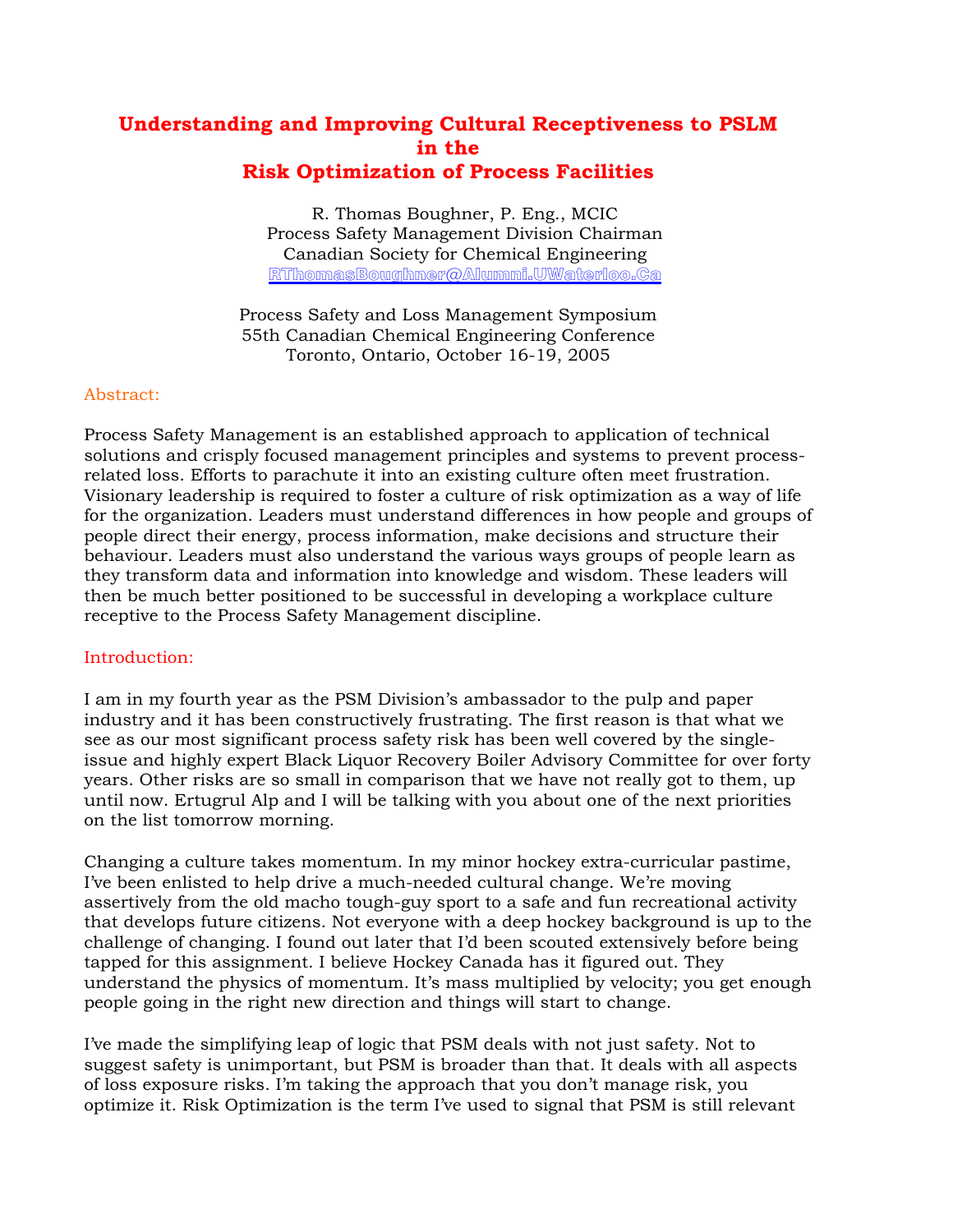# Understanding and Improving Cultural Receptiveness to PSLM in the Risk Optimization of Process Facilities

R. Thomas Boughner, P. Eng., MCIC
Process Safety Management Division Chairman
Canadian Society for Chemical Engineering
RThomasBoughner@Alumni.UWaterloo.Ca

Process Safety and Loss Management Symposium
55th Canadian Chemical Engineering Conference
Toronto, Ontario, October 16-19, 2005

## Abstract:

Process Safety Management is an established approach to application of technical solutions and crisply focused management principles and systems to prevent process-related loss. Efforts to parachute it into an existing culture often meet frustration. Visionary leadership is required to foster a culture of risk optimization as a way of life for the organization. Leaders must understand differences in how people and groups of people direct their energy, process information, make decisions and structure their behaviour. Leaders must also understand the various ways groups of people learn as they transform data and information into knowledge and wisdom. These leaders will then be much better positioned to be successful in developing a workplace culture receptive to the Process Safety Management discipline.

## Introduction:

I am in my fourth year as the PSM Division's ambassador to the pulp and paper industry and it has been constructively frustrating. The first reason is that what we see as our most significant process safety risk has been well covered by the single-issue and highly expert Black Liquor Recovery Boiler Advisory Committee for over forty years. Other risks are so small in comparison that we have not really got to them, up until now. Ertugrul Alp and I will be talking with you about one of the next priorities on the list tomorrow morning.

Changing a culture takes momentum. In my minor hockey extra-curricular pastime, I've been enlisted to help drive a much-needed cultural change. We're moving assertively from the old macho tough-guy sport to a safe and fun recreational activity that develops future citizens. Not everyone with a deep hockey background is up to the challenge of changing. I found out later that I'd been scouted extensively before being tapped for this assignment. I believe Hockey Canada has it figured out. They understand the physics of momentum. It's mass multiplied by velocity; you get enough people going in the right new direction and things will start to change.

I've made the simplifying leap of logic that PSM deals with not just safety. Not to suggest safety is unimportant, but PSM is broader than that. It deals with all aspects of loss exposure risks. I'm taking the approach that you don't manage risk, you optimize it. Risk Optimization is the term I've used to signal that PSM is still relevant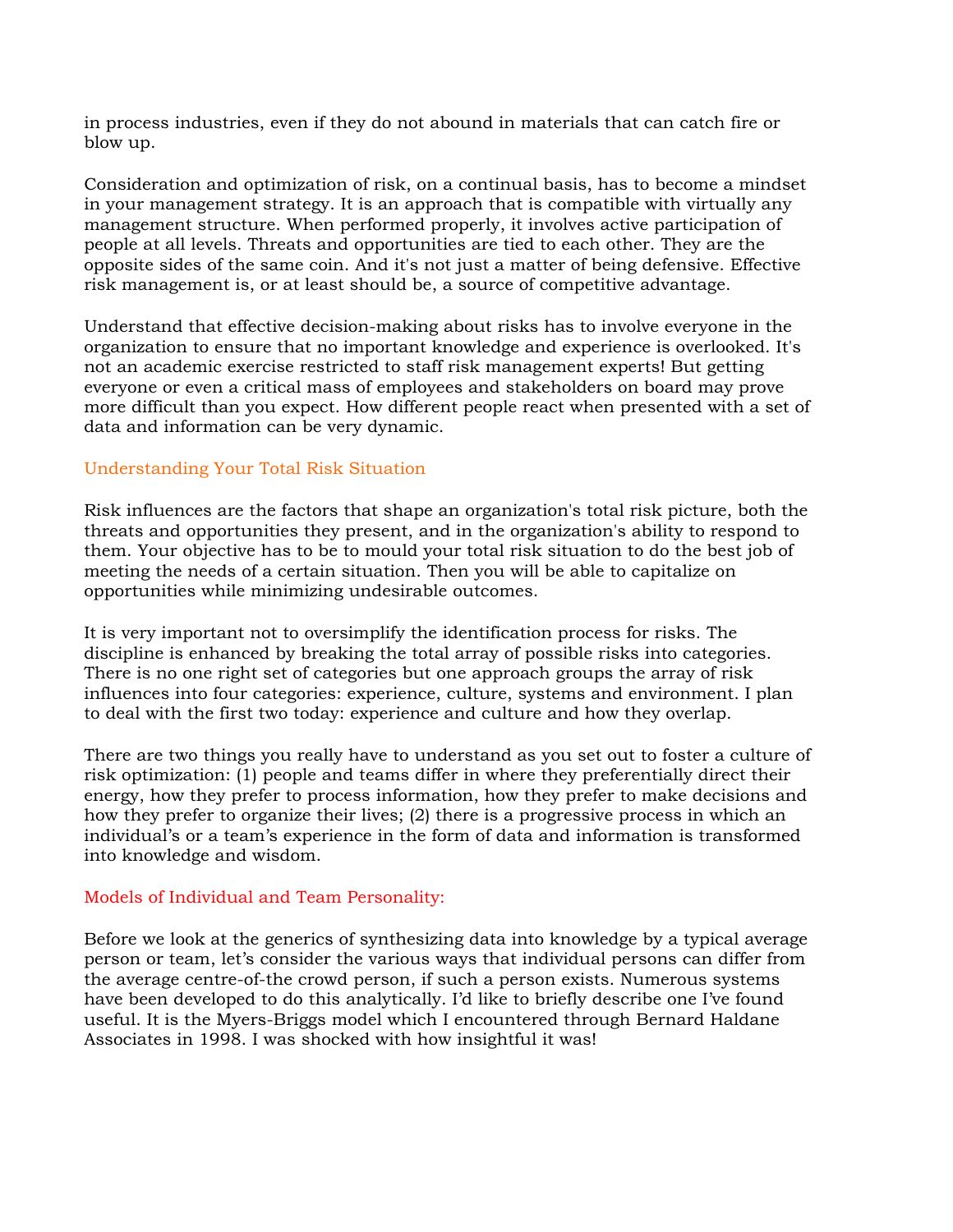in process industries, even if they do not abound in materials that can catch fire or blow up.

Consideration and optimization of risk, on a continual basis, has to become a mindset in your management strategy. It is an approach that is compatible with virtually any management structure. When performed properly, it involves active participation of people at all levels. Threats and opportunities are tied to each other. They are the opposite sides of the same coin. And it's not just a matter of being defensive. Effective risk management is, or at least should be, a source of competitive advantage.

Understand that effective decision-making about risks has to involve everyone in the organization to ensure that no important knowledge and experience is overlooked. It's not an academic exercise restricted to staff risk management experts! But getting everyone or even a critical mass of employees and stakeholders on board may prove more difficult than you expect. How different people react when presented with a set of data and information can be very dynamic.

## Understanding Your Total Risk Situation

Risk influences are the factors that shape an organization's total risk picture, both the threats and opportunities they present, and in the organization's ability to respond to them. Your objective has to be to mould your total risk situation to do the best job of meeting the needs of a certain situation. Then you will be able to capitalize on opportunities while minimizing undesirable outcomes.

It is very important not to oversimplify the identification process for risks. The discipline is enhanced by breaking the total array of possible risks into categories. There is no one right set of categories but one approach groups the array of risk influences into four categories: experience, culture, systems and environment. I plan to deal with the first two today: experience and culture and how they overlap.

There are two things you really have to understand as you set out to foster a culture of risk optimization: (1) people and teams differ in where they preferentially direct their energy, how they prefer to process information, how they prefer to make decisions and how they prefer to organize their lives; (2) there is a progressive process in which an individual's or a team's experience in the form of data and information is transformed into knowledge and wisdom.

## Models of Individual and Team Personality:

Before we look at the generics of synthesizing data into knowledge by a typical average person or team, let's consider the various ways that individual persons can differ from the average centre-of-the crowd person, if such a person exists. Numerous systems have been developed to do this analytically. I'd like to briefly describe one I've found useful. It is the Myers-Briggs model which I encountered through Bernard Haldane Associates in 1998. I was shocked with how insightful it was!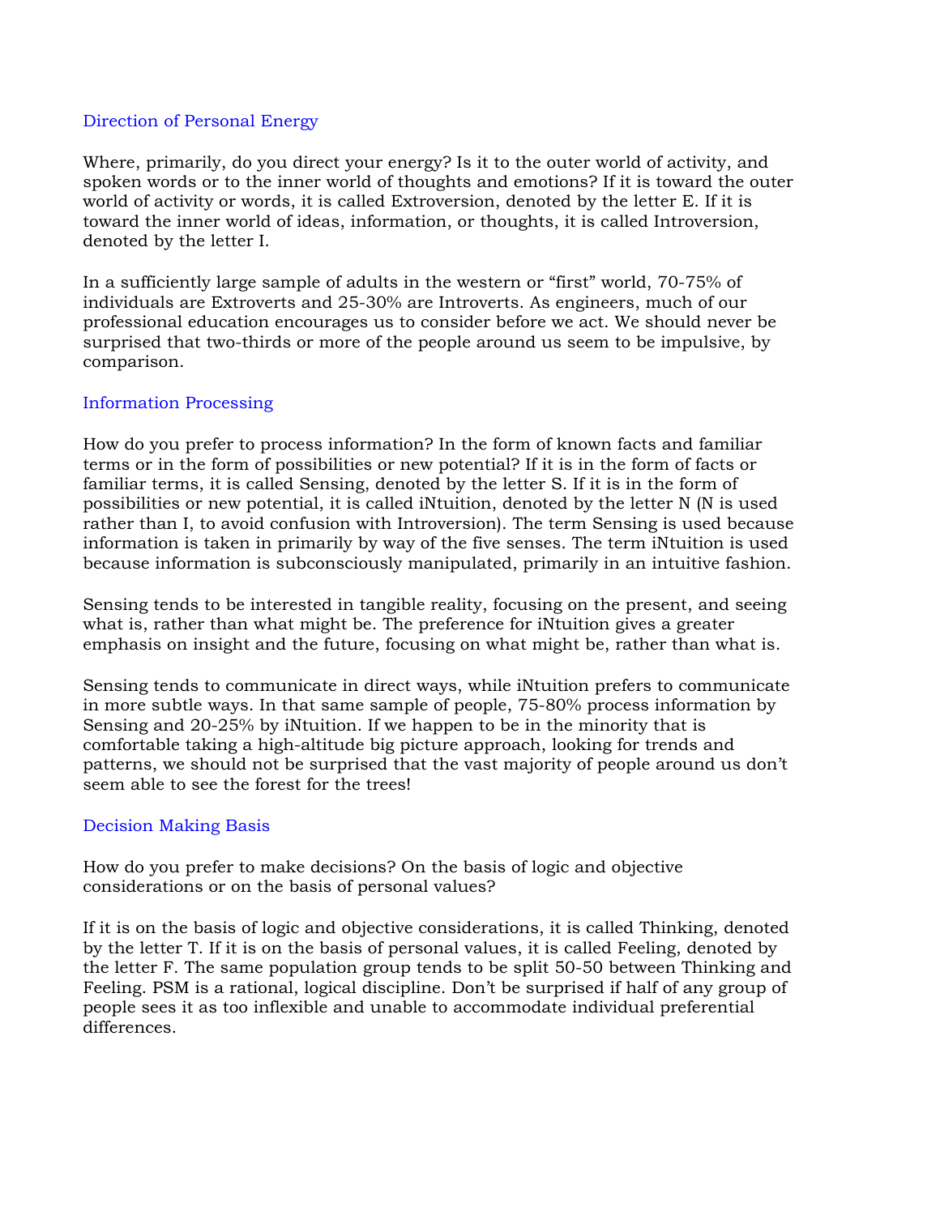### Direction of Personal Energy

Where, primarily, do you direct your energy? Is it to the outer world of activity, and spoken words or to the inner world of thoughts and emotions? If it is toward the outer world of activity or words, it is called Extroversion, denoted by the letter E. If it is toward the inner world of ideas, information, or thoughts, it is called Introversion, denoted by the letter I.

In a sufficiently large sample of adults in the western or "first" world, 70-75% of individuals are Extroverts and 25-30% are Introverts. As engineers, much of our professional education encourages us to consider before we act. We should never be surprised that two-thirds or more of the people around us seem to be impulsive, by comparison.

### Information Processing

How do you prefer to process information? In the form of known facts and familiar terms or in the form of possibilities or new potential? If it is in the form of facts or familiar terms, it is called Sensing, denoted by the letter S. If it is in the form of possibilities or new potential, it is called iNtuition, denoted by the letter N (N is used rather than I, to avoid confusion with Introversion). The term Sensing is used because information is taken in primarily by way of the five senses. The term iNtuition is used because information is subconsciously manipulated, primarily in an intuitive fashion.

Sensing tends to be interested in tangible reality, focusing on the present, and seeing what is, rather than what might be. The preference for iNtuition gives a greater emphasis on insight and the future, focusing on what might be, rather than what is.

Sensing tends to communicate in direct ways, while iNtuition prefers to communicate in more subtle ways. In that same sample of people, 75-80% process information by Sensing and 20-25% by iNtuition. If we happen to be in the minority that is comfortable taking a high-altitude big picture approach, looking for trends and patterns, we should not be surprised that the vast majority of people around us don't seem able to see the forest for the trees!

### Decision Making Basis

How do you prefer to make decisions? On the basis of logic and objective considerations or on the basis of personal values?

If it is on the basis of logic and objective considerations, it is called Thinking, denoted by the letter T. If it is on the basis of personal values, it is called Feeling, denoted by the letter F. The same population group tends to be split 50-50 between Thinking and Feeling. PSM is a rational, logical discipline. Don't be surprised if half of any group of people sees it as too inflexible and unable to accommodate individual preferential differences.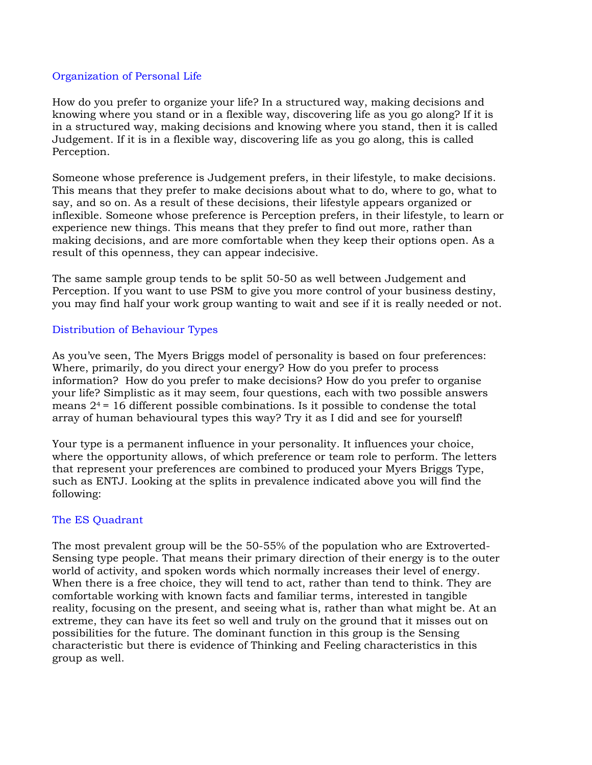## Organization of Personal Life

How do you prefer to organize your life? In a structured way, making decisions and knowing where you stand or in a flexible way, discovering life as you go along? If it is in a structured way, making decisions and knowing where you stand, then it is called Judgement. If it is in a flexible way, discovering life as you go along, this is called Perception.

Someone whose preference is Judgement prefers, in their lifestyle, to make decisions. This means that they prefer to make decisions about what to do, where to go, what to say, and so on. As a result of these decisions, their lifestyle appears organized or inflexible. Someone whose preference is Perception prefers, in their lifestyle, to learn or experience new things. This means that they prefer to find out more, rather than making decisions, and are more comfortable when they keep their options open. As a result of this openness, they can appear indecisive.

The same sample group tends to be split 50-50 as well between Judgement and Perception. If you want to use PSM to give you more control of your business destiny, you may find half your work group wanting to wait and see if it is really needed or not.

## Distribution of Behaviour Types

As you've seen, The Myers Briggs model of personality is based on four preferences: Where, primarily, do you direct your energy? How do you prefer to process information? How do you prefer to make decisions? How do you prefer to organise your life? Simplistic as it may seem, four questions, each with two possible answers means $2^4 = 16$ different possible combinations. Is it possible to condense the total array of human behavioural types this way? Try it as I did and see for yourself!

Your type is a permanent influence in your personality. It influences your choice, where the opportunity allows, of which preference or team role to perform. The letters that represent your preferences are combined to produced your Myers Briggs Type, such as ENTJ. Looking at the splits in prevalence indicated above you will find the following:

## The ES Quadrant

The most prevalent group will be the 50-55% of the population who are Extroverted-Sensing type people. That means their primary direction of their energy is to the outer world of activity, and spoken words which normally increases their level of energy. When there is a free choice, they will tend to act, rather than tend to think. They are comfortable working with known facts and familiar terms, interested in tangible reality, focusing on the present, and seeing what is, rather than what might be. At an extreme, they can have its feet so well and truly on the ground that it misses out on possibilities for the future. The dominant function in this group is the Sensing characteristic but there is evidence of Thinking and Feeling characteristics in this group as well.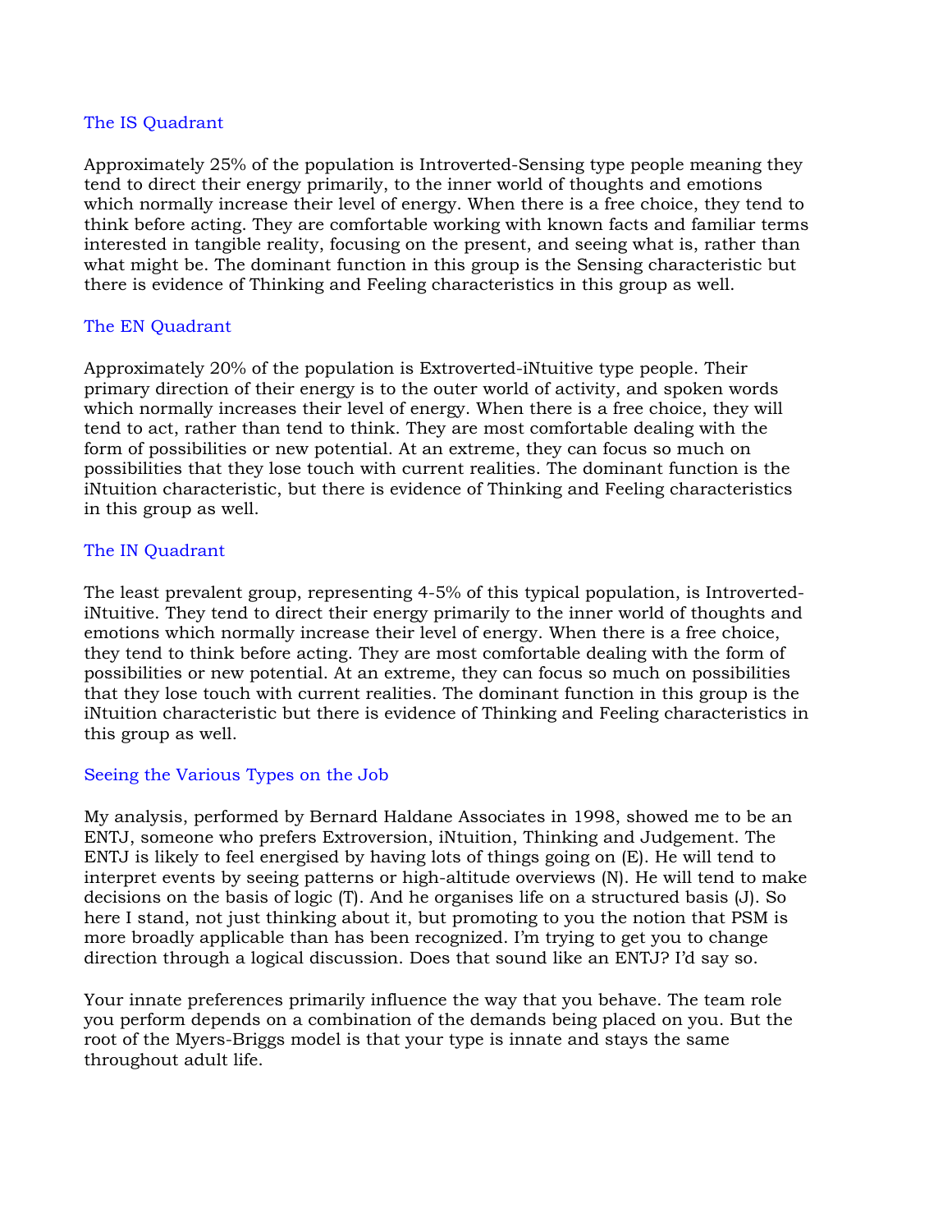### The IS Quadrant

Approximately 25% of the population is Introverted-Sensing type people meaning they tend to direct their energy primarily, to the inner world of thoughts and emotions which normally increase their level of energy. When there is a free choice, they tend to think before acting. They are comfortable working with known facts and familiar terms interested in tangible reality, focusing on the present, and seeing what is, rather than what might be. The dominant function in this group is the Sensing characteristic but there is evidence of Thinking and Feeling characteristics in this group as well.

### The EN Quadrant

Approximately 20% of the population is Extroverted-iNtuitive type people. Their primary direction of their energy is to the outer world of activity, and spoken words which normally increases their level of energy. When there is a free choice, they will tend to act, rather than tend to think. They are most comfortable dealing with the form of possibilities or new potential. At an extreme, they can focus so much on possibilities that they lose touch with current realities. The dominant function is the iNtuition characteristic, but there is evidence of Thinking and Feeling characteristics in this group as well.

### The IN Quadrant

The least prevalent group, representing 4-5% of this typical population, is Introverted-iNtuitive. They tend to direct their energy primarily to the inner world of thoughts and emotions which normally increase their level of energy. When there is a free choice, they tend to think before acting. They are most comfortable dealing with the form of possibilities or new potential. At an extreme, they can focus so much on possibilities that they lose touch with current realities. The dominant function in this group is the iNtuition characteristic but there is evidence of Thinking and Feeling characteristics in this group as well.

### Seeing the Various Types on the Job

My analysis, performed by Bernard Haldane Associates in 1998, showed me to be an ENTJ, someone who prefers Extroversion, iNtuition, Thinking and Judgement. The ENTJ is likely to feel energised by having lots of things going on (E). He will tend to interpret events by seeing patterns or high-altitude overviews (N). He will tend to make decisions on the basis of logic (T). And he organises life on a structured basis (J). So here I stand, not just thinking about it, but promoting to you the notion that PSM is more broadly applicable than has been recognized. I'm trying to get you to change direction through a logical discussion. Does that sound like an ENTJ? I'd say so.

Your innate preferences primarily influence the way that you behave. The team role you perform depends on a combination of the demands being placed on you. But the root of the Myers-Briggs model is that your type is innate and stays the same throughout adult life.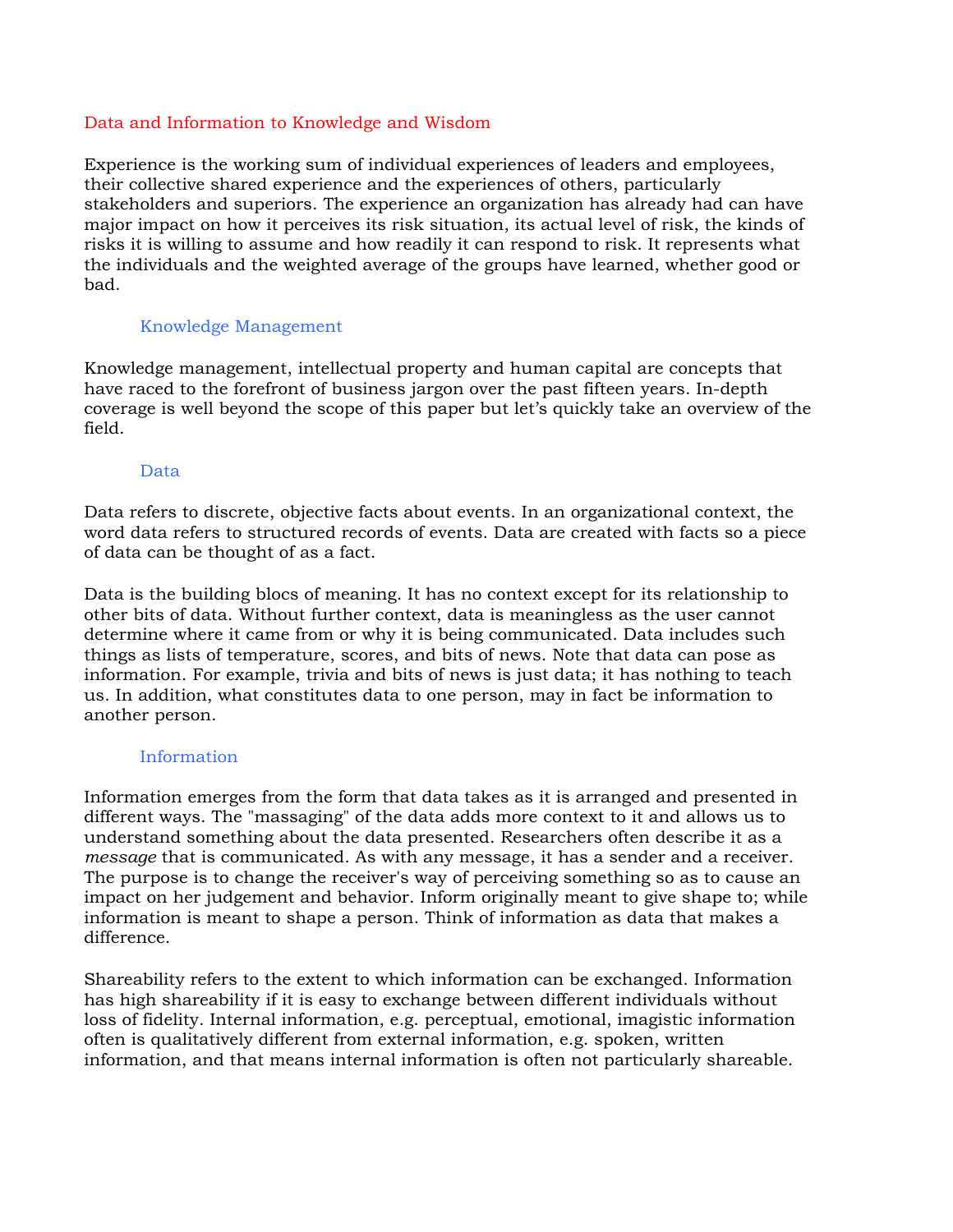## Data and Information to Knowledge and Wisdom

Experience is the working sum of individual experiences of leaders and employees, their collective shared experience and the experiences of others, particularly stakeholders and superiors. The experience an organization has already had can have major impact on how it perceives its risk situation, its actual level of risk, the kinds of risks it is willing to assume and how readily it can respond to risk. It represents what the individuals and the weighted average of the groups have learned, whether good or bad.

### Knowledge Management

Knowledge management, intellectual property and human capital are concepts that have raced to the forefront of business jargon over the past fifteen years. In-depth coverage is well beyond the scope of this paper but let's quickly take an overview of the field.

### Data

Data refers to discrete, objective facts about events. In an organizational context, the word data refers to structured records of events. Data are created with facts so a piece of data can be thought of as a fact.

Data is the building blocs of meaning. It has no context except for its relationship to other bits of data. Without further context, data is meaningless as the user cannot determine where it came from or why it is being communicated. Data includes such things as lists of temperature, scores, and bits of news. Note that data can pose as information. For example, trivia and bits of news is just data; it has nothing to teach us. In addition, what constitutes data to one person, may in fact be information to another person.

### Information

Information emerges from the form that data takes as it is arranged and presented in different ways. The "massaging" of the data adds more context to it and allows us to understand something about the data presented. Researchers often describe it as a *message* that is communicated. As with any message, it has a sender and a receiver. The purpose is to change the receiver's way of perceiving something so as to cause an impact on her judgement and behavior. Inform originally meant to give shape to; while information is meant to shape a person. Think of information as data that makes a difference.

Shareability refers to the extent to which information can be exchanged. Information has high shareability if it is easy to exchange between different individuals without loss of fidelity. Internal information, e.g. perceptual, emotional, imagistic information often is qualitatively different from external information, e.g. spoken, written information, and that means internal information is often not particularly shareable.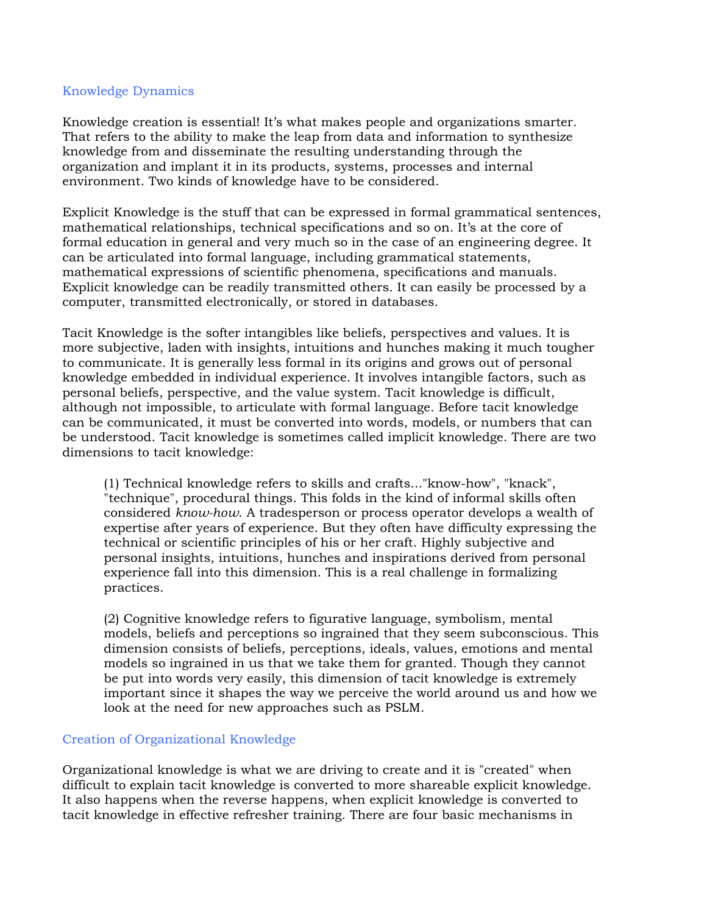## Knowledge Dynamics

Knowledge creation is essential! It's what makes people and organizations smarter. That refers to the ability to make the leap from data and information to synthesize knowledge from and disseminate the resulting understanding through the organization and implant it in its products, systems, processes and internal environment. Two kinds of knowledge have to be considered.

Explicit Knowledge is the stuff that can be expressed in formal grammatical sentences, mathematical relationships, technical specifications and so on. It's at the core of formal education in general and very much so in the case of an engineering degree. It can be articulated into formal language, including grammatical statements, mathematical expressions of scientific phenomena, specifications and manuals. Explicit knowledge can be readily transmitted others. It can easily be processed by a computer, transmitted electronically, or stored in databases.

Tacit Knowledge is the softer intangibles like beliefs, perspectives and values. It is more subjective, laden with insights, intuitions and hunches making it much tougher to communicate. It is generally less formal in its origins and grows out of personal knowledge embedded in individual experience. It involves intangible factors, such as personal beliefs, perspective, and the value system. Tacit knowledge is difficult, although not impossible, to articulate with formal language. Before tacit knowledge can be communicated, it must be converted into words, models, or numbers that can be understood. Tacit knowledge is sometimes called implicit knowledge. There are two dimensions to tacit knowledge:

> (1) Technical knowledge refers to skills and crafts..."know-how", "knack", "technique", procedural things. This folds in the kind of informal skills often considered *know-how*. A tradesperson or process operator develops a wealth of expertise after years of experience. But they often have difficulty expressing the technical or scientific principles of his or her craft. Highly subjective and personal insights, intuitions, hunches and inspirations derived from personal experience fall into this dimension. This is a real challenge in formalizing practices.
>
> (2) Cognitive knowledge refers to figurative language, symbolism, mental models, beliefs and perceptions so ingrained that they seem subconscious. This dimension consists of beliefs, perceptions, ideals, values, emotions and mental models so ingrained in us that we take them for granted. Though they cannot be put into words very easily, this dimension of tacit knowledge is extremely important since it shapes the way we perceive the world around us and how we look at the need for new approaches such as PSLM.

## Creation of Organizational Knowledge

Organizational knowledge is what we are driving to create and it is "created" when difficult to explain tacit knowledge is converted to more shareable explicit knowledge. It also happens when the reverse happens, when explicit knowledge is converted to tacit knowledge in effective refresher training. There are four basic mechanisms in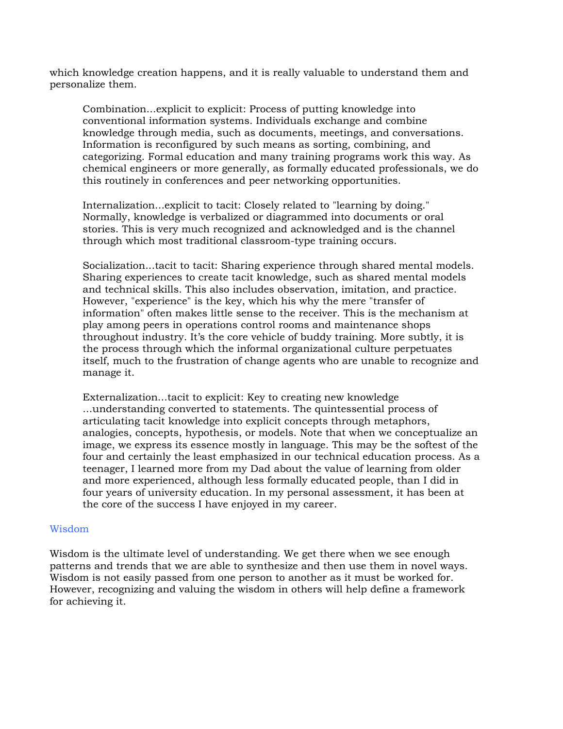which knowledge creation happens, and it is really valuable to understand them and personalize them.

> Combination...explicit to explicit: Process of putting knowledge into conventional information systems. Individuals exchange and combine knowledge through media, such as documents, meetings, and conversations. Information is reconfigured by such means as sorting, combining, and categorizing. Formal education and many training programs work this way. As chemical engineers or more generally, as formally educated professionals, we do this routinely in conferences and peer networking opportunities.
>
> Internalization...explicit to tacit: Closely related to "learning by doing." Normally, knowledge is verbalized or diagrammed into documents or oral stories. This is very much recognized and acknowledged and is the channel through which most traditional classroom-type training occurs.
>
> Socialization...tacit to tacit: Sharing experience through shared mental models. Sharing experiences to create tacit knowledge, such as shared mental models and technical skills. This also includes observation, imitation, and practice. However, "experience" is the key, which his why the mere "transfer of information" often makes little sense to the receiver. This is the mechanism at play among peers in operations control rooms and maintenance shops throughout industry. It's the core vehicle of buddy training. More subtly, it is the process through which the informal organizational culture perpetuates itself, much to the frustration of change agents who are unable to recognize and manage it.
>
> Externalization...tacit to explicit: Key to creating new knowledge ...understanding converted to statements. The quintessential process of articulating tacit knowledge into explicit concepts through metaphors, analogies, concepts, hypothesis, or models. Note that when we conceptualize an image, we express its essence mostly in language. This may be the softest of the four and certainly the least emphasized in our technical education process. As a teenager, I learned more from my Dad about the value of learning from older and more experienced, although less formally educated people, than I did in four years of university education. In my personal assessment, it has been at the core of the success I have enjoyed in my career.

## Wisdom

Wisdom is the ultimate level of understanding. We get there when we see enough patterns and trends that we are able to synthesize and then use them in novel ways. Wisdom is not easily passed from one person to another as it must be worked for. However, recognizing and valuing the wisdom in others will help define a framework for achieving it.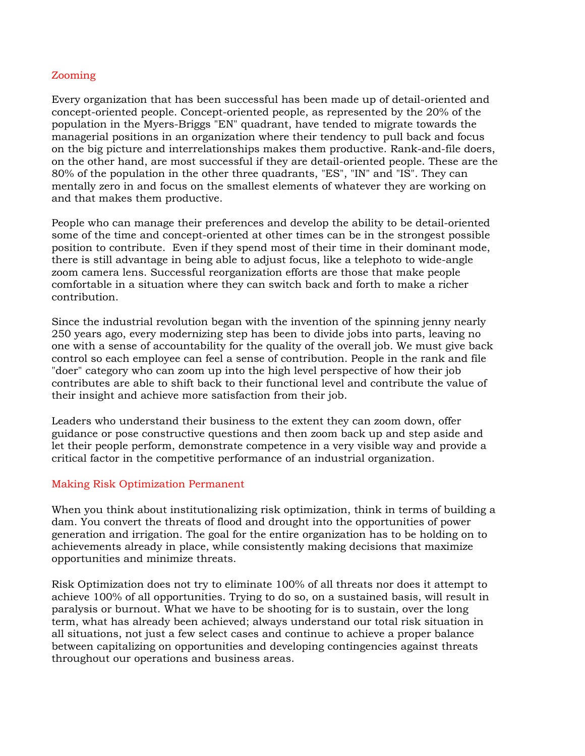## Zooming

Every organization that has been successful has been made up of detail-oriented and concept-oriented people. Concept-oriented people, as represented by the 20% of the population in the Myers-Briggs "EN" quadrant, have tended to migrate towards the managerial positions in an organization where their tendency to pull back and focus on the big picture and interrelationships makes them productive. Rank-and-file doers, on the other hand, are most successful if they are detail-oriented people. These are the 80% of the population in the other three quadrants, "ES", "IN" and "IS". They can mentally zero in and focus on the smallest elements of whatever they are working on and that makes them productive.

People who can manage their preferences and develop the ability to be detail-oriented some of the time and concept-oriented at other times can be in the strongest possible position to contribute. Even if they spend most of their time in their dominant mode, there is still advantage in being able to adjust focus, like a telephoto to wide-angle zoom camera lens. Successful reorganization efforts are those that make people comfortable in a situation where they can switch back and forth to make a richer contribution.

Since the industrial revolution began with the invention of the spinning jenny nearly 250 years ago, every modernizing step has been to divide jobs into parts, leaving no one with a sense of accountability for the quality of the overall job. We must give back control so each employee can feel a sense of contribution. People in the rank and file "doer" category who can zoom up into the high level perspective of how their job contributes are able to shift back to their functional level and contribute the value of their insight and achieve more satisfaction from their job.

Leaders who understand their business to the extent they can zoom down, offer guidance or pose constructive questions and then zoom back up and step aside and let their people perform, demonstrate competence in a very visible way and provide a critical factor in the competitive performance of an industrial organization.

## Making Risk Optimization Permanent

When you think about institutionalizing risk optimization, think in terms of building a dam. You convert the threats of flood and drought into the opportunities of power generation and irrigation. The goal for the entire organization has to be holding on to achievements already in place, while consistently making decisions that maximize opportunities and minimize threats.

Risk Optimization does not try to eliminate 100% of all threats nor does it attempt to achieve 100% of all opportunities. Trying to do so, on a sustained basis, will result in paralysis or burnout. What we have to be shooting for is to sustain, over the long term, what has already been achieved; always understand our total risk situation in all situations, not just a few select cases and continue to achieve a proper balance between capitalizing on opportunities and developing contingencies against threats throughout our operations and business areas.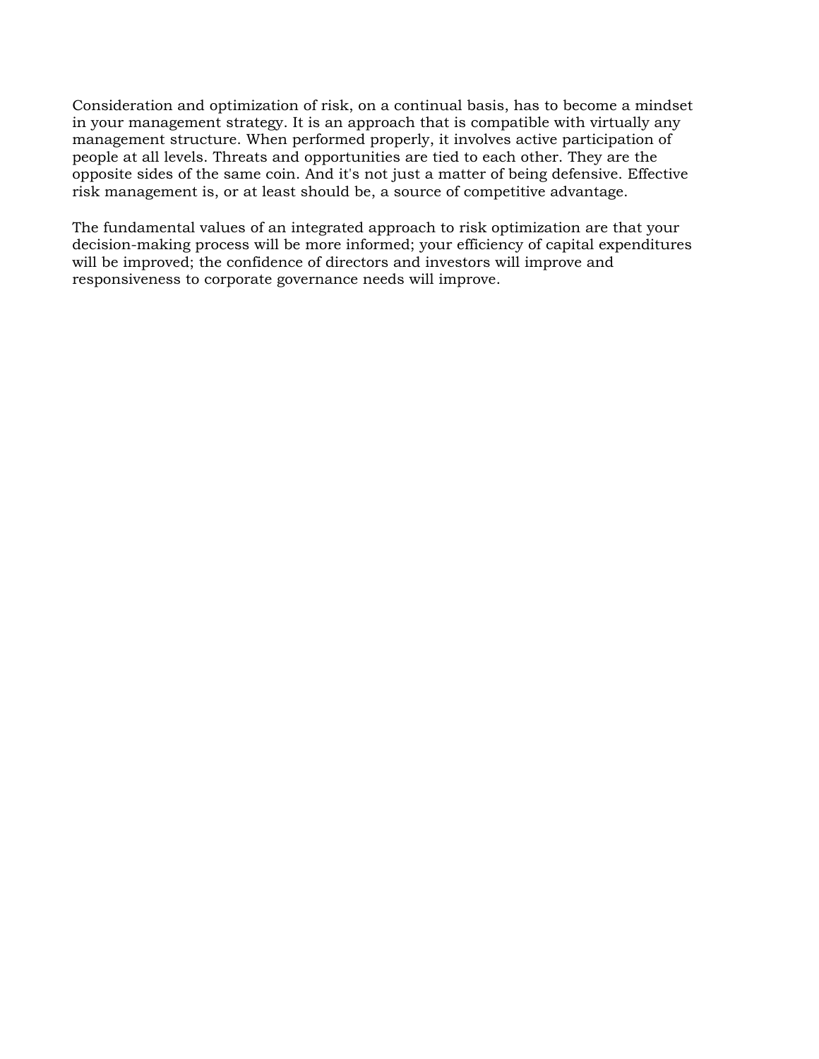Consideration and optimization of risk, on a continual basis, has to become a mindset in your management strategy. It is an approach that is compatible with virtually any management structure. When performed properly, it involves active participation of people at all levels. Threats and opportunities are tied to each other. They are the opposite sides of the same coin. And it's not just a matter of being defensive. Effective risk management is, or at least should be, a source of competitive advantage.

The fundamental values of an integrated approach to risk optimization are that your decision-making process will be more informed; your efficiency of capital expenditures will be improved; the confidence of directors and investors will improve and responsiveness to corporate governance needs will improve.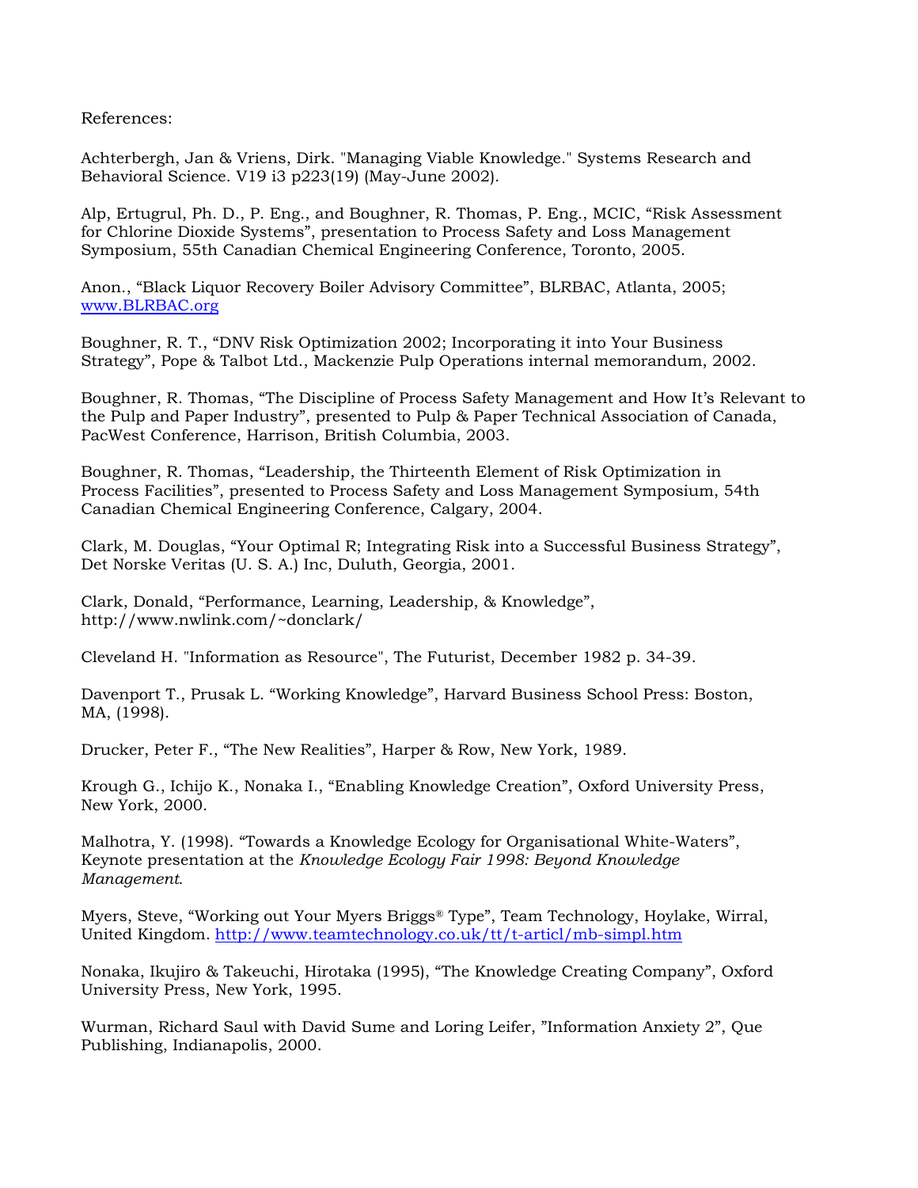References:

Achterbergh, Jan & Vriens, Dirk. "Managing Viable Knowledge." Systems Research and Behavioral Science. V19 i3 p223(19) (May-June 2002).

Alp, Ertugrul, Ph. D., P. Eng., and Boughner, R. Thomas, P. Eng., MCIC, "Risk Assessment for Chlorine Dioxide Systems", presentation to Process Safety and Loss Management Symposium, 55th Canadian Chemical Engineering Conference, Toronto, 2005.

Anon., "Black Liquor Recovery Boiler Advisory Committee", BLRBAC, Atlanta, 2005; www.BLRBAC.org

Boughner, R. T., "DNV Risk Optimization 2002; Incorporating it into Your Business Strategy", Pope & Talbot Ltd., Mackenzie Pulp Operations internal memorandum, 2002.

Boughner, R. Thomas, "The Discipline of Process Safety Management and How It's Relevant to the Pulp and Paper Industry", presented to Pulp & Paper Technical Association of Canada, PacWest Conference, Harrison, British Columbia, 2003.

Boughner, R. Thomas, "Leadership, the Thirteenth Element of Risk Optimization in Process Facilities", presented to Process Safety and Loss Management Symposium, 54th Canadian Chemical Engineering Conference, Calgary, 2004.

Clark, M. Douglas, "Your Optimal R; Integrating Risk into a Successful Business Strategy", Det Norske Veritas (U. S. A.) Inc, Duluth, Georgia, 2001.

Clark, Donald, "Performance, Learning, Leadership, & Knowledge", http://www.nwlink.com/~donclark/

Cleveland H. "Information as Resource", The Futurist, December 1982 p. 34-39.

Davenport T., Prusak L. "Working Knowledge", Harvard Business School Press: Boston, MA, (1998).

Drucker, Peter F., "The New Realities", Harper & Row, New York, 1989.

Krough G., Ichijo K., Nonaka I., "Enabling Knowledge Creation", Oxford University Press, New York, 2000.

Malhotra, Y. (1998). "Towards a Knowledge Ecology for Organisational White-Waters", Keynote presentation at the *Knowledge Ecology Fair 1998: Beyond Knowledge Management.*

Myers, Steve, "Working out Your Myers Briggs® Type", Team Technology, Hoylake, Wirral, United Kingdom. http://www.teamtechnology.co.uk/tt/t-articl/mb-simpl.htm

Nonaka, Ikujiro & Takeuchi, Hirotaka (1995), "The Knowledge Creating Company", Oxford University Press, New York, 1995.

Wurman, Richard Saul with David Sume and Loring Leifer, "Information Anxiety 2", Que Publishing, Indianapolis, 2000.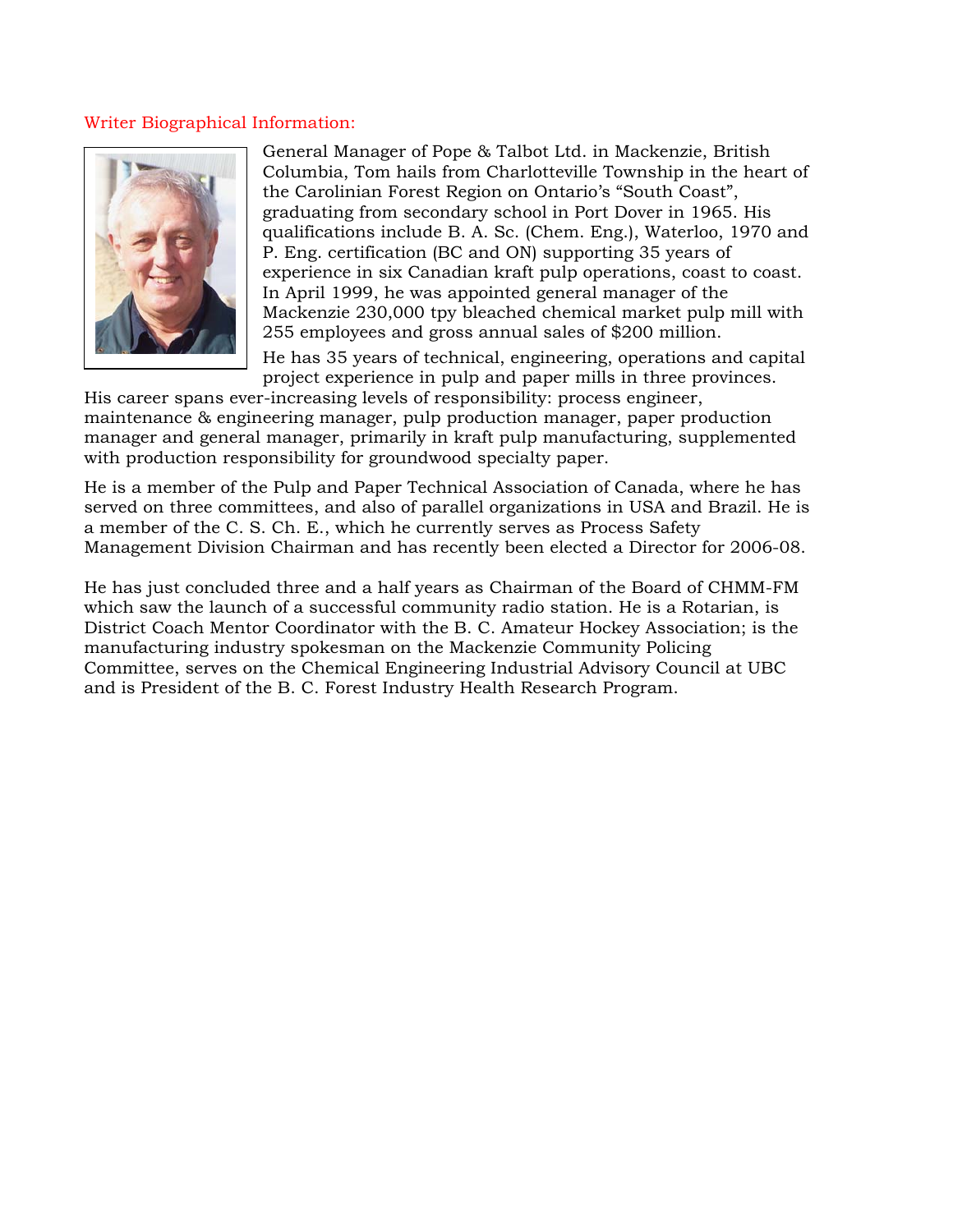Writer Biographical Information:

General Manager of Pope & Talbot Ltd. in Mackenzie, British Columbia, Tom hails from Charlotteville Township in the heart of the Carolinian Forest Region on Ontario's "South Coast", graduating from secondary school in Port Dover in 1965. His qualifications include B. A. Sc. (Chem. Eng.), Waterloo, 1970 and P. Eng. certification (BC and ON) supporting 35 years of experience in six Canadian kraft pulp operations, coast to coast. In April 1999, he was appointed general manager of the Mackenzie 230,000 tpy bleached chemical market pulp mill with 255 employees and gross annual sales of $200 million.

He has 35 years of technical, engineering, operations and capital project experience in pulp and paper mills in three provinces. His career spans ever-increasing levels of responsibility: process engineer, maintenance & engineering manager, pulp production manager, paper production manager and general manager, primarily in kraft pulp manufacturing, supplemented with production responsibility for groundwood specialty paper.

He is a member of the Pulp and Paper Technical Association of Canada, where he has served on three committees, and also of parallel organizations in USA and Brazil. He is a member of the C. S. Ch. E., which he currently serves as Process Safety Management Division Chairman and has recently been elected a Director for 2006-08.

He has just concluded three and a half years as Chairman of the Board of CHMM-FM which saw the launch of a successful community radio station. He is a Rotarian, is District Coach Mentor Coordinator with the B. C. Amateur Hockey Association; is the manufacturing industry spokesman on the Mackenzie Community Policing Committee, serves on the Chemical Engineering Industrial Advisory Council at UBC and is President of the B. C. Forest Industry Health Research Program.